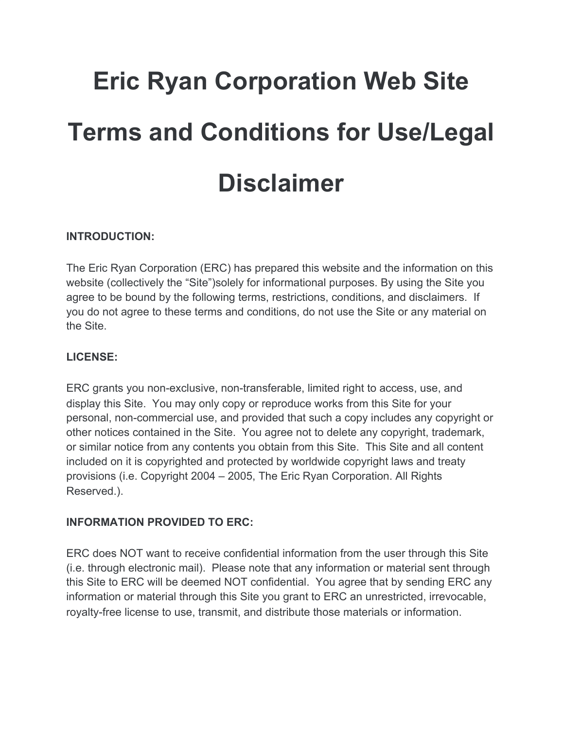# Eric Ryan Corporation Web Site Terms and Conditions for Use/Legal Disclaimer

**INTRODUCTION:**

The Eric Ryan Corporation (ERC) has prepared this website and the information on this website (collectively the "Site")solely for informational purposes. By using the Site you agree to be bound by the following terms, restrictions, conditions, and disclaimers. If you do not agree to these terms and conditions, do not use the Site or any material on the Site.

**LICENSE:**

ERC grants you non-exclusive, non-transferable, limited right to access, use, and display this Site. You may only copy or reproduce works from this Site for your personal, non-commercial use, and provided that such a copy includes any copyright or other notices contained in the Site. You agree not to delete any copyright, trademark, or similar notice from any contents you obtain from this Site. This Site and all content included on it is copyrighted and protected by worldwide copyright laws and treaty provisions (i.e. Copyright 2004 – 2005, The Eric Ryan Corporation. All Rights Reserved.).

**INFORMATION PROVIDED TO ERC:**

ERC does NOT want to receive confidential information from the user through this Site (i.e. through electronic mail). Please note that any information or material sent through this Site to ERC will be deemed NOT confidential. You agree that by sending ERC any information or material through this Site you grant to ERC an unrestricted, irrevocable, royalty-free license to use, transmit, and distribute those materials or information.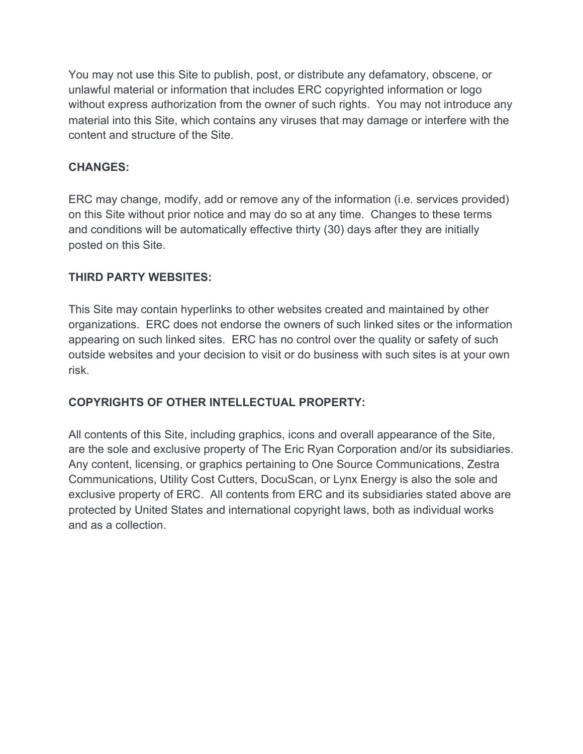You may not use this Site to publish, post, or distribute any defamatory, obscene, or unlawful material or information that includes ERC copyrighted information or logo without express authorization from the owner of such rights. You may not introduce any material into this Site, which contains any viruses that may damage or interfere with the content and structure of the Site.

**CHANGES:**

ERC may change, modify, add or remove any of the information (i.e. services provided) on this Site without prior notice and may do so at any time. Changes to these terms and conditions will be automatically effective thirty (30) days after they are initially posted on this Site.

**THIRD PARTY WEBSITES:**

This Site may contain hyperlinks to other websites created and maintained by other organizations. ERC does not endorse the owners of such linked sites or the information appearing on such linked sites. ERC has no control over the quality or safety of such outside websites and your decision to visit or do business with such sites is at your own risk.

**COPYRIGHTS OF OTHER INTELLECTUAL PROPERTY:**

All contents of this Site, including graphics, icons and overall appearance of the Site, are the sole and exclusive property of The Eric Ryan Corporation and/or its subsidiaries. Any content, licensing, or graphics pertaining to One Source Communications, Zestra Communications, Utility Cost Cutters, DocuScan, or Lynx Energy is also the sole and exclusive property of ERC. All contents from ERC and its subsidiaries stated above are protected by United States and international copyright laws, both as individual works and as a collection.